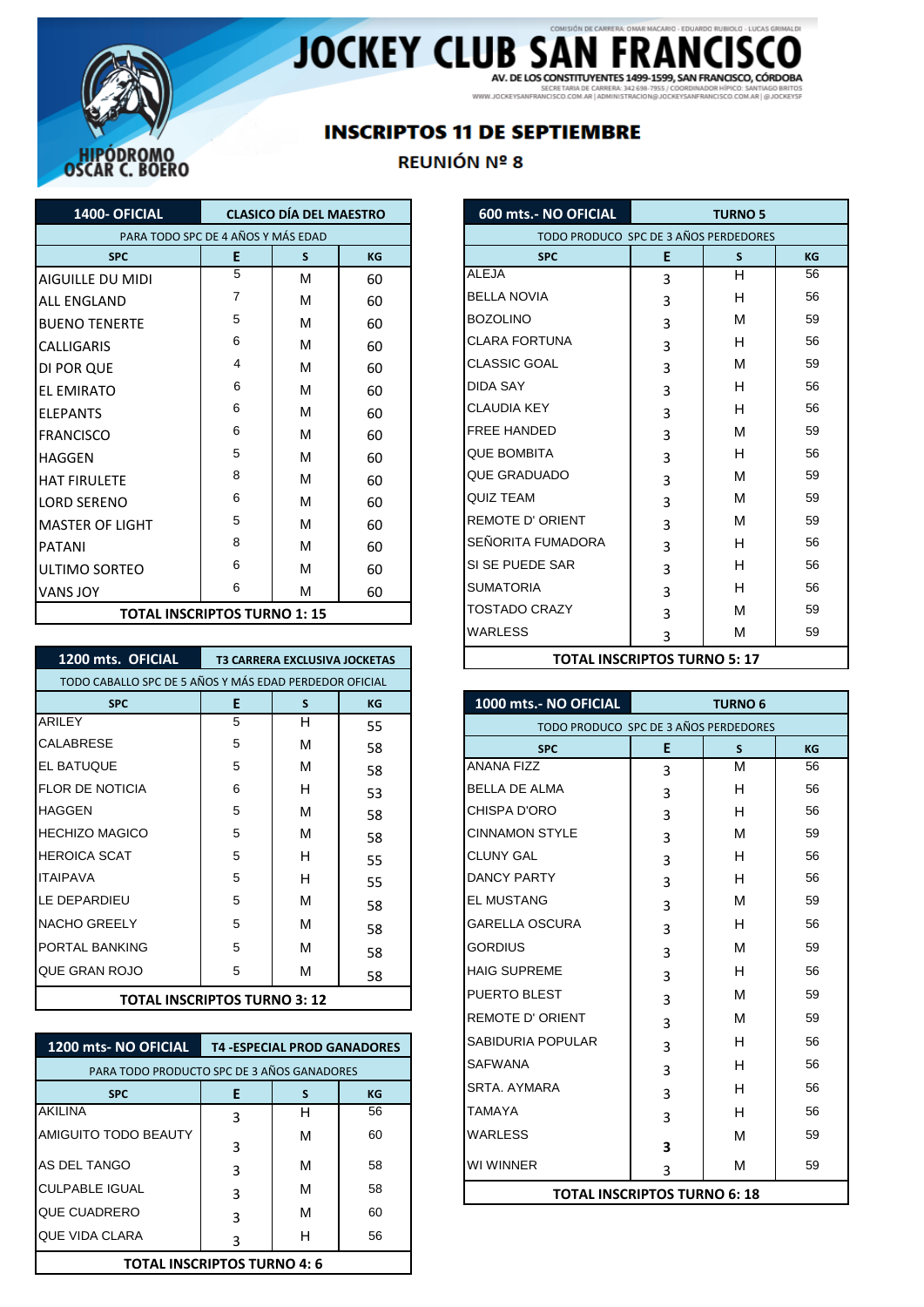# JOCKEY CLUB SAN FRANCISCO

COMISIÓN DE CARRERA: OMAR MACARIO - EDUARDO RUBIOLO - LUCAS GRIMALDI

AV. DE LOS CONSTITUYENTES 1499-1599, SAN FRANCISCO, CÓRDOBA

SECRETARIA DE CARRERA: 342 698-7955 / COORDINADOR HÍPICO: SANTIAGO BRITOS

WWW.JOCKEYSANFRANCISCO.COM.AR | ADMINISTRACION@JOCKEYSANFRANCISCO.COM.AR | @JOCKEYSF

HIPÓDROMO OSCAR C. BOERO

## INSCRIPTOS 11 DE SEPTIEMBRE

### REUNIÓN Nº 8

| 1400- OFICIAL | CLASICO DÍA DEL MAESTRO | | |
|---|---|---|---|
| PARA TODO SPC DE 4 AÑOS Y MÁS EDAD | | | |
| SPC | E | S | KG |
| AIGUILLE DU MIDI | 5 | M | 60 |
| ALL ENGLAND | 7 | M | 60 |
| BUENO TENERTE | 5 | M | 60 |
| CALLIGARIS | 6 | M | 60 |
| DI POR QUE | 4 | M | 60 |
| EL EMIRATO | 6 | M | 60 |
| ELEPANTS | 6 | M | 60 |
| FRANCISCO | 6 | M | 60 |
| HAGGEN | 5 | M | 60 |
| HAT FIRULETE | 8 | M | 60 |
| LORD SERENO | 6 | M | 60 |
| MASTER OF LIGHT | 5 | M | 60 |
| PATANI | 8 | M | 60 |
| ULTIMO SORTEO | 6 | M | 60 |
| VANS JOY | 6 | M | 60 |
| **TOTAL INSCRIPTOS TURNO 1: 15** | | | |

| 1200 mts. OFICIAL | T3 CARRERA EXCLUSIVA JOCKETAS | | |
|---|---|---|---|
| TODO CABALLO SPC DE 5 AÑOS Y MÁS EDAD PERDEDOR OFICIAL | | | |
| SPC | E | S | KG |
| ARILEY | 5 | H | 55 |
| CALABRESE | 5 | M | 58 |
| EL BATUQUE | 5 | M | 58 |
| FLOR DE NOTICIA | 6 | H | 53 |
| HAGGEN | 5 | M | 58 |
| HECHIZO MAGICO | 5 | M | 58 |
| HEROICA SCAT | 5 | H | 55 |
| ITAIPAVA | 5 | H | 55 |
| LE DEPARDIEU | 5 | M | 58 |
| NACHO GREELY | 5 | M | 58 |
| PORTAL BANKING | 5 | M | 58 |
| QUE GRAN ROJO | 5 | M | 58 |
| **TOTAL INSCRIPTOS TURNO 3: 12** | | | |

| 1200 mts- NO OFICIAL | T4 -ESPECIAL PROD GANADORES | | |
|---|---|---|---|
| PARA TODO PRODUCTO SPC DE 3 AÑOS GANADORES | | | |
| SPC | E | S | KG |
| AKILINA | 3 | H | 56 |
| AMIGUITO TODO BEAUTY | 3 | M | 60 |
| AS DEL TANGO | 3 | M | 58 |
| CULPABLE IGUAL | 3 | M | 58 |
| QUE CUADRERO | 3 | M | 60 |
| QUE VIDA CLARA | 3 | H | 56 |
| **TOTAL INSCRIPTOS TURNO 4: 6** | | | |

| 600 mts.- NO OFICIAL | TURNO 5 | | |
|---|---|---|---|
| TODO PRODUCO SPC DE 3 AÑOS PERDEDORES | | | |
| SPC | E | S | KG |
| ALEJA | 3 | H | 56 |
| BELLA NOVIA | 3 | H | 56 |
| BOZOLINO | 3 | M | 59 |
| CLARA FORTUNA | 3 | H | 56 |
| CLASSIC GOAL | 3 | M | 59 |
| DIDA SAY | 3 | H | 56 |
| CLAUDIA KEY | 3 | H | 56 |
| FREE HANDED | 3 | M | 59 |
| QUE BOMBITA | 3 | H | 56 |
| QUE GRADUADO | 3 | M | 59 |
| QUIZ TEAM | 3 | M | 59 |
| REMOTE D' ORIENT | 3 | M | 59 |
| SEÑORITA FUMADORA | 3 | H | 56 |
| SI SE PUEDE SAR | 3 | H | 56 |
| SUMATORIA | 3 | H | 56 |
| TOSTADO CRAZY | 3 | M | 59 |
| WARLESS | 3 | M | 59 |
| **TOTAL INSCRIPTOS TURNO 5: 17** | | | |

| 1000 mts.- NO OFICIAL | TURNO 6 | | |
|---|---|---|---|
| TODO PRODUCO SPC DE 3 AÑOS PERDEDORES | | | |
| SPC | E | S | KG |
| ANANA FIZZ | 3 | M | 56 |
| BELLA DE ALMA | 3 | H | 56 |
| CHISPA D'ORO | 3 | H | 56 |
| CINNAMON STYLE | 3 | M | 59 |
| CLUNY GAL | 3 | H | 56 |
| DANCY PARTY | 3 | H | 56 |
| EL MUSTANG | 3 | M | 59 |
| GARELLA OSCURA | 3 | H | 56 |
| GORDIUS | 3 | M | 59 |
| HAIG SUPREME | 3 | H | 56 |
| PUERTO BLEST | 3 | M | 59 |
| REMOTE D' ORIENT | 3 | M | 59 |
| SABIDURIA POPULAR | 3 | H | 56 |
| SAFWANA | 3 | H | 56 |
| SRTA. AYMARA | 3 | H | 56 |
| TAMAYA | 3 | H | 56 |
| WARLESS | 3 | M | 59 |
| WI WINNER | 3 | M | 59 |
| **TOTAL INSCRIPTOS TURNO 6: 18** | | | |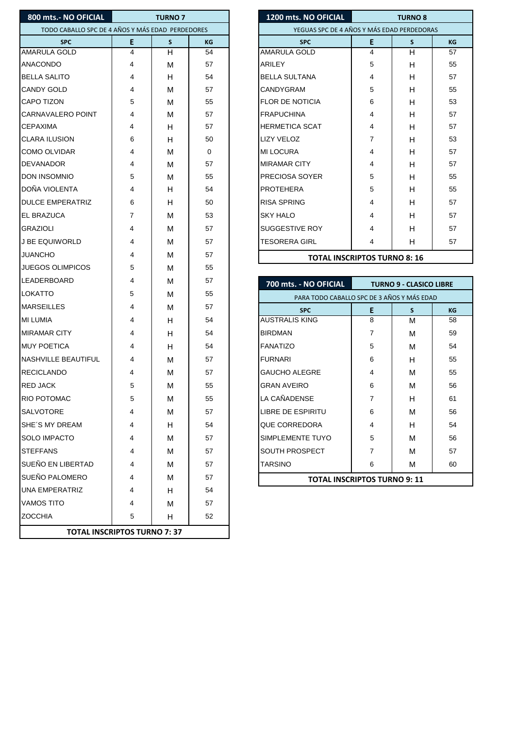| 800 mts.- NO OFICIAL | TURNO 7 | | |
|---|---|---|---|
| TODO CABALLO SPC DE 4 AÑOS Y MÁS EDAD PERDEDORES | | | |
| SPC | E | S | KG |
| AMARULA GOLD | 4 | H | 54 |
| ANACONDO | 4 | M | 57 |
| BELLA SALITO | 4 | H | 54 |
| CANDY GOLD | 4 | M | 57 |
| CAPO TIZON | 5 | M | 55 |
| CARNAVALERO POINT | 4 | M | 57 |
| CEPAXIMA | 4 | H | 57 |
| CLARA ILUSION | 6 | H | 50 |
| COMO OLVIDAR | 4 | M | 0 |
| DEVANADOR | 4 | M | 57 |
| DON INSOMNIO | 5 | M | 55 |
| DOÑA VIOLENTA | 4 | H | 54 |
| DULCE EMPERATRIZ | 6 | H | 50 |
| EL BRAZUCA | 7 | M | 53 |
| GRAZIOLI | 4 | M | 57 |
| J BE EQUIWORLD | 4 | M | 57 |
| JUANCHO | 4 | M | 57 |
| JUEGOS OLIMPICOS | 5 | M | 55 |
| LEADERBOARD | 4 | M | 57 |
| LOKATTO | 5 | M | 55 |
| MARSEILLES | 4 | M | 57 |
| MI LUMIA | 4 | H | 54 |
| MIRAMAR CITY | 4 | H | 54 |
| MUY POETICA | 4 | H | 54 |
| NASHVILLE BEAUTIFUL | 4 | M | 57 |
| RECICLANDO | 4 | M | 57 |
| RED JACK | 5 | M | 55 |
| RIO POTOMAC | 5 | M | 55 |
| SALVOTORE | 4 | M | 57 |
| SHE´S MY DREAM | 4 | H | 54 |
| SOLO IMPACTO | 4 | M | 57 |
| STEFFANS | 4 | M | 57 |
| SUEÑO EN LIBERTAD | 4 | M | 57 |
| SUEÑO PALOMERO | 4 | M | 57 |
| UNA EMPERATRIZ | 4 | H | 54 |
| VAMOS TITO | 4 | M | 57 |
| ZOCCHIA | 5 | H | 52 |
| **TOTAL INSCRIPTOS TURNO 7: 37** | | | |

| 1200 mts. NO OFICIAL | TURNO 8 | | |
|---|---|---|---|
| YEGUAS SPC DE 4 AÑOS Y MÁS EDAD PERDEDORAS | | | |
| SPC | E | S | KG |
| AMARULA GOLD | 4 | H | 57 |
| ARILEY | 5 | H | 55 |
| BELLA SULTANA | 4 | H | 57 |
| CANDYGRAM | 5 | H | 55 |
| FLOR DE NOTICIA | 6 | H | 53 |
| FRAPUCHINA | 4 | H | 57 |
| HERMETICA SCAT | 4 | H | 57 |
| LIZY VELOZ | 7 | H | 53 |
| MI LOCURA | 4 | H | 57 |
| MIRAMAR CITY | 4 | H | 57 |
| PRECIOSA SOYER | 5 | H | 55 |
| PROTEHERA | 5 | H | 55 |
| RISA SPRING | 4 | H | 57 |
| SKY HALO | 4 | H | 57 |
| SUGGESTIVE ROY | 4 | H | 57 |
| TESORERA GIRL | 4 | H | 57 |
| **TOTAL INSCRIPTOS TURNO 8: 16** | | | |

| 700 mts. - NO OFICIAL | TURNO 9 - CLASICO LIBRE | | |
|---|---|---|---|
| PARA TODO CABALLO SPC DE 3 AÑOS Y MÁS EDAD | | | |
| SPC | E | S | KG |
| AUSTRALIS KING | 8 | M | 58 |
| BIRDMAN | 7 | M | 59 |
| FANATIZO | 5 | M | 54 |
| FURNARI | 6 | H | 55 |
| GAUCHO ALEGRE | 4 | M | 55 |
| GRAN AVEIRO | 6 | M | 56 |
| LA CAÑADENSE | 7 | H | 61 |
| LIBRE DE ESPIRITU | 6 | M | 56 |
| QUE CORREDORA | 4 | H | 54 |
| SIMPLEMENTE TUYO | 5 | M | 56 |
| SOUTH PROSPECT | 7 | M | 57 |
| TARSINO | 6 | M | 60 |
| **TOTAL INSCRIPTOS TURNO 9: 11** | | | |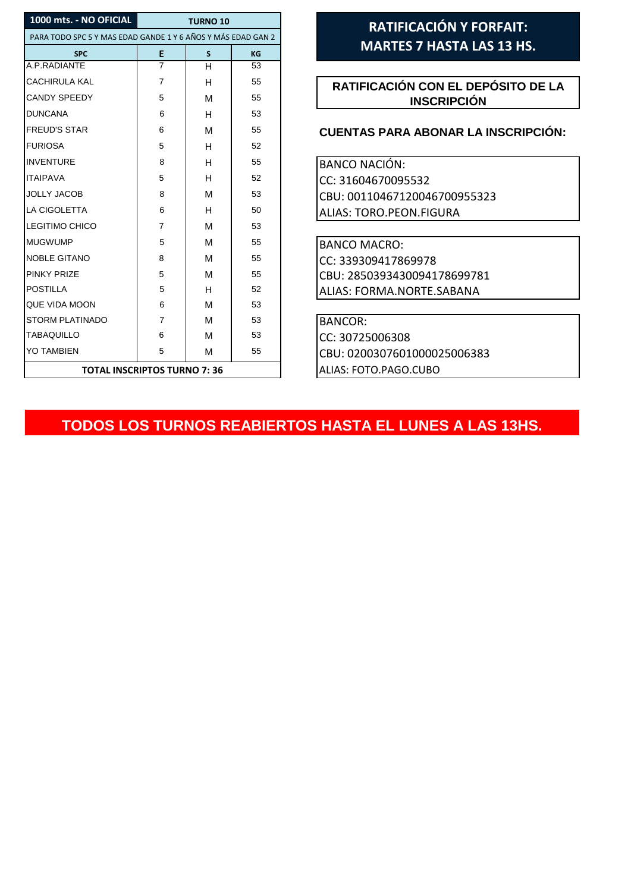| 1000 mts. - NO OFICIAL | TURNO 10 | | |
|---|---|---|---|
| PARA TODO SPC 5 Y MAS EDAD GANDE 1 Y 6 AÑOS Y MÁS EDAD GAN 2 | | | |
| SPC | E | S | KG |
| A.P.RADIANTE | 7 | H | 53 |
| CACHIRULA KAL | 7 | H | 55 |
| CANDY SPEEDY | 5 | M | 55 |
| DUNCANA | 6 | H | 53 |
| FREUD'S STAR | 6 | M | 55 |
| FURIOSA | 5 | H | 52 |
| INVENTURE | 8 | H | 55 |
| ITAIPAVA | 5 | H | 52 |
| JOLLY JACOB | 8 | M | 53 |
| LA CIGOLETTA | 6 | H | 50 |
| LEGITIMO CHICO | 7 | M | 53 |
| MUGWUMP | 5 | M | 55 |
| NOBLE GITANO | 8 | M | 55 |
| PINKY PRIZE | 5 | M | 55 |
| POSTILLA | 5 | H | 52 |
| QUE VIDA MOON | 6 | M | 53 |
| STORM PLATINADO | 7 | M | 53 |
| TABAQUILLO | 6 | M | 53 |
| YO TAMBIEN | 5 | M | 55 |
| TOTAL INSCRIPTOS TURNO 7: 36 | | | |

## RATIFICACIÓN Y FORFAIT: MARTES 7 HASTA LAS 13 HS.

**RATIFICACIÓN CON EL DEPÓSITO DE LA INSCRIPCIÓN**

**CUENTAS PARA ABONAR LA INSCRIPCIÓN:**

BANCO NACIÓN:
CC: 31604670095532
CBU: 0110467120046700955323
ALIAS: TORO.PEON.FIGURA

BANCO MACRO:
CC: 339309417869978
CBU: 2850393430094178699781
ALIAS: FORMA.NORTE.SABANA

BANCOR:
CC: 30725006308
CBU: 0200307601000025006383
ALIAS: FOTO.PAGO.CUBO

**TODOS LOS TURNOS REABIERTOS HASTA EL LUNES A LAS 13HS.**